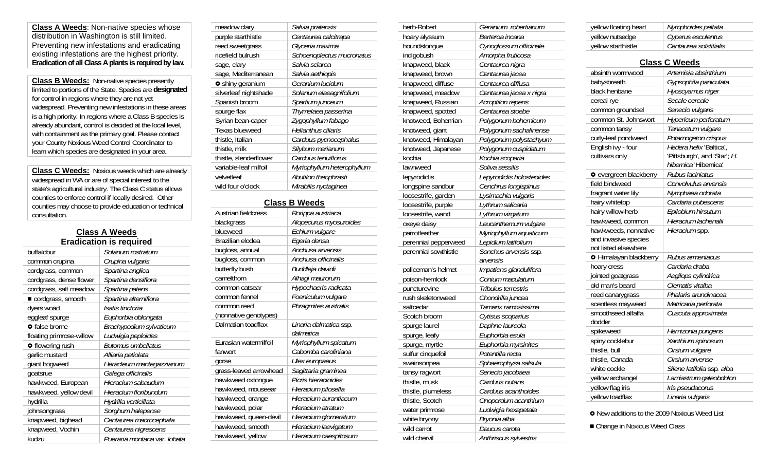**Class A Weeds**: Non-native species whose distribution in Washington is still limited. Preventing new infestations and eradicating existing infestations are the highest priority. **Eradication of all Class A plants is required by law.**

**Class B Weeds:** Non-native species presently limited to portions of the State. Species are **designated** for control in regions where they are not yet widespread. Preventing new infestations in these areas is a high priority. In regions where a Class B species is already abundant, control is decided at the local level, with containment as the primary goal. Please contact your County Noxious Weed Control Coordinator to learn which species are designated in your area.

**Class C Weeds:** Noxious weeds which are already widespread in WA or are of special interest to the state's agricultural industry. The Class C status allows counties to enforce control if locally desired. Other counties may choose to provide education or technical consultation.

## Class A Weeds
**Eradication is required**

| | |
|---|---|
| buffalobur | *Solanum rostratum* |
| common crupina | *Crupina vulgaris* |
| cordgrass, common | *Spartina anglica* |
| cordgrass, dense flower | *Spartina densiflora* |
| cordgrass, salt meadow | *Spartina patens* |
| ■ cordgrass, smooth | *Spartina alterniflora* |
| dyers woad | *Isatis tinctoria* |
| eggleaf spurge | *Euphorbia oblongata* |
| ✪ false brome | *Brachypodium sylvaticum* |
| floating primrose-willow | *Ludwigia peploides* |
| ✪ flowering rush | *Butomus umbellatus* |
| garlic mustard | *Alliaria petiolata* |
| giant hogweed | *Heracleum mantegazzianum* |
| goatsrue | *Galega officinalis* |
| hawkweed, European | *Hieracium sabaudum* |
| hawkweed, yellow devil | *Hieracium floribundum* |
| hydrilla | *Hydrilla verticillata* |
| johnsongrass | *Sorghum halepense* |
| knapweed, bighead | *Centaurea macrocephala* |
| knapweed, Vochin | *Centaurea nigrescens* |
| kudzu | *Pueraria montana var. lobata* |
| meadow clary | *Salvia pratensis* |
| purple starthistle | *Centaurea calcitrapa* |
| reed sweetgrass | *Glyceria maxima* |
| ricefield bulrush | *Schoenoplectus mucronatus* |
| sage, clary | *Salvia sclarea* |
| sage, Mediterranean | *Salvia aethiopis* |
| ✪ shiny geranium | *Geranium lucidum* |
| silverleaf nightshade | *Solanum elaeagnifolium* |
| Spanish broom | *Spartium junceum* |
| spurge flax | *Thymelaea passerina* |
| Syrian bean-caper | *Zygophyllum fabago* |
| Texas blueweed | *Helianthus ciliaris* |
| thistle, Italian | *Carduus pycnocephalus* |
| thistle, milk | *Silybum marianum* |
| thistle, slenderflower | *Carduus tenuiflorus* |
| variable-leaf milfoil | *Myriophyllum heterophyllum* |
| velvetleaf | *Abutilon theophrasti* |
| wild four o'clock | *Mirabilis nyctaginea* |

## Class B Weeds

| | |
|---|---|
| Austrian fieldcress | *Rorippa austriaca* |
| blackgrass | *Alopecurus myosuroides* |
| blueweed | *Echium vulgare* |
| Brazilian elodea | *Egeria densa* |
| bugloss, annual | *Anchusa arvensis* |
| bugloss, common | *Anchusa officinalis* |
| butterfly bush | *Buddleja davidii* |
| camelthorn | *Alhagi maurorum* |
| common catsear | *Hypochaeris radicata* |
| common fennel | *Foeniculum vulgare* |
| common reed (nonnative genotypes) | *Phragmites australis* |
| Dalmatian toadflax | *Linaria dalmatica ssp. dalmatica* |
| Eurasian watermilfoil | *Myriophyllum spicatum* |
| fanwort | *Cabomba caroliniana* |
| gorse | *Ulex europaeus* |
| grass-leaved arrowhead | *Sagittaria graminea* |
| hawkweed oxtongue | *Picris hieracioides* |
| hawkweed, mouseear | *Hieracium pilosella* |
| hawkweed, orange | *Hieracium aurantiacum* |
| hawkweed, polar | *Hieracium atratum* |
| hawkweed, queen-devil | *Hieracium glomeratum* |
| hawkweed, smooth | *Hieracium laevigatum* |
| hawkweed, yellow | *Hieracium caespitosum* |
| herb-Robert | *Geranium robertianum* |
| hoary alyssum | *Berteroa incana* |
| houndstongue | *Cynoglossum officinale* |
| indigobush | *Amorpha fruticosa* |
| knapweed, black | *Centaurea nigra* |
| knapweed, brown | *Centaurea jacea* |
| knapweed, diffuse | *Centaurea diffusa* |
| knapweed, meadow | *Centaurea jacea x nigra* |
| knapweed, Russian | *Acroptilon repens* |
| knapweed, spotted | *Centaurea stoebe* |
| knotweed, Bohemian | *Polygonum bohemicum* |
| knotweed, giant | *Polygonum sachalinense* |
| knotweed, Himalayan | *Polygonum polystachyum* |
| knotweed, Japanese | *Polygonum cuspidatum* |
| kochia | *Kochia scoparia* |
| lawnweed | *Soliva sessilis* |
| lepyrodiclis | *Lepyrodiclis holosteoides* |
| longspine sandbur | *Cenchrus longispinus* |
| loosestrife, garden | *Lysimachia vulgaris* |
| loosestrife, purple | *Lythrum salicaria* |
| loosestrife, wand | *Lythrum virgatum* |
| oxeye daisy | *Leucanthemum vulgare* |
| parrotfeather | *Myriophyllum aquaticum* |
| perennial pepperweed | *Lepidium latifolium* |
| perennial sowthistle | *Sonchus arvensis ssp. arvensis* |
| policeman's helmet | *Impatiens glandulifera* |
| poison-hemlock | *Conium maculatum* |
| puncturevine | *Tribulus terrestris* |
| rush skeletonweed | *Chondrilla juncea* |
| saltcedar | *Tamarix ramosissima* |
| Scotch broom | *Cytisus scoparius* |
| spurge laurel | *Daphne laureola* |
| spurge, leafy | *Euphorbia esula* |
| spurge, myrtle | *Euphorbia myrsinites* |
| sulfur cinquefoil | *Potentilla recta* |
| swainsonpea | *Sphaerophysa salsula* |
| tansy ragwort | *Senecio jacobaea* |
| thistle, musk | *Carduus nutans* |
| thistle, plumeless | *Carduus acanthoides* |
| thistle, Scotch | *Onopordum acanthium* |
| water primrose | *Ludwigia hexapetala* |
| white bryony | *Bryonia alba* |
| wild carrot | *Daucus carota* |
| wild chervil | *Anthriscus sylvestris* |
| yellow floating heart | *Nymphoides peltata* |
| yellow nutsedge | *Cyperus esculentus* |
| yellow starthistle | *Centaurea solstitialis* |

## Class C Weeds

| | |
|---|---|
| absinth wormwood | *Artemisia absinthium* |
| babysbreath | *Gypsophila paniculata* |
| black henbane | *Hyoscyamus niger* |
| cereal rye | *Secale cereale* |
| common groundsel | *Senecio vulgaris* |
| common St. Johnswort | *Hypericum perforatum* |
| common tansy | *Tanacetum vulgare* |
| curly-leaf pondweed | *Potamogeton crispus* |
| English ivy - four cultivars only | *Hedera helix* 'Baltica', 'Pittsburgh', and 'Star'; *H. hibernica* 'Hibernica' |
| ✪ evergreen blackberry | *Rubus laciniatus* |
| field bindweed | *Convolvulus arvensis* |
| fragrant water lily | *Nymphaea odorata* |
| hairy whitetop | *Cardaria pubescens* |
| hairy willow-herb | *Epilobium hirsutum* |
| hawkweed, common | *Hieracium lachenalii* |
| hawkweeds, nonnative and invasive species not listed elsewhere | *Hieracium* spp. |
| ✪ Himalayan blackberry | *Rubus armeniacus* |
| hoary cress | *Cardaria draba* |
| jointed goatgrass | *Aegilops cylindrica* |
| old man's beard | *Clematis vitalba* |
| reed canarygrass | *Phalaris arundinacea* |
| scentless mayweed | *Matricaria perforata* |
| smoothseed alfalfa dodder | *Cuscuta approximata* |
| spikeweed | *Hemizonia pungens* |
| spiny cocklebur | *Xanthium spinosum* |
| thistle, bull | *Cirsium vulgare* |
| thistle, Canada | *Cirsium arvense* |
| white cockle | *Silene latifolia ssp. alba* |
| yellow archangel | *Lamiastrum galeobdolon* |
| yellow flag iris | *Iris pseudacorus* |
| yellow toadflax | *Linaria vulgaris* |

✪ New additions to the 2009 Noxious Weed List

■ Change in Noxious Weed Class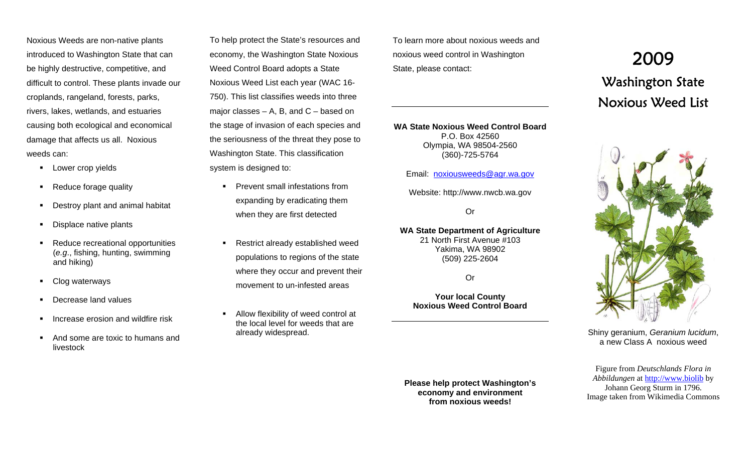Noxious Weeds are non-native plants introduced to Washington State that can be highly destructive, competitive, and difficult to control. These plants invade our croplands, rangeland, forests, parks, rivers, lakes, wetlands, and estuaries causing both ecological and economical damage that affects us all. Noxious weeds can:

- Lower crop yields
- Reduce forage quality
- Destroy plant and animal habitat
- Displace native plants
- Reduce recreational opportunities (*e.g*., fishing, hunting, swimming and hiking)
- Clog waterways
- Decrease land values
- Increase erosion and wildfire risk
- And some are toxic to humans and livestock

To help protect the State's resources and economy, the Washington State Noxious Weed Control Board adopts a State Noxious Weed List each year (WAC 16-750). This list classifies weeds into three major classes – A, B, and C – based on the stage of invasion of each species and the seriousness of the threat they pose to Washington State. This classification system is designed to:

- Prevent small infestations from expanding by eradicating them when they are first detected
- Restrict already established weed populations to regions of the state where they occur and prevent their movement to un-infested areas
- Allow flexibility of weed control at the local level for weeds that are already widespread.

To learn more about noxious weeds and noxious weed control in Washington State, please contact:

---

**WA State Noxious Weed Control Board**
P.O. Box 42560
Olympia, WA 98504-2560
(360)-725-5764

Email: noxiousweeds@agr.wa.gov

Website: http://www.nwcb.wa.gov

Or

**WA State Department of Agriculture**
21 North First Avenue #103
Yakima, WA 98902
(509) 225-2604

Or

**Your local County Noxious Weed Control Board**

---

**Please help protect Washington's economy and environment from noxious weeds!**

# 2009
# Washington State Noxious Weed List

Shiny geranium, *Geranium lucidum*, a new Class A noxious weed

Figure from *Deutschlands Flora in Abbildungen* at http://www.biolib by Johann Georg Sturm in 1796. Image taken from Wikimedia Commons